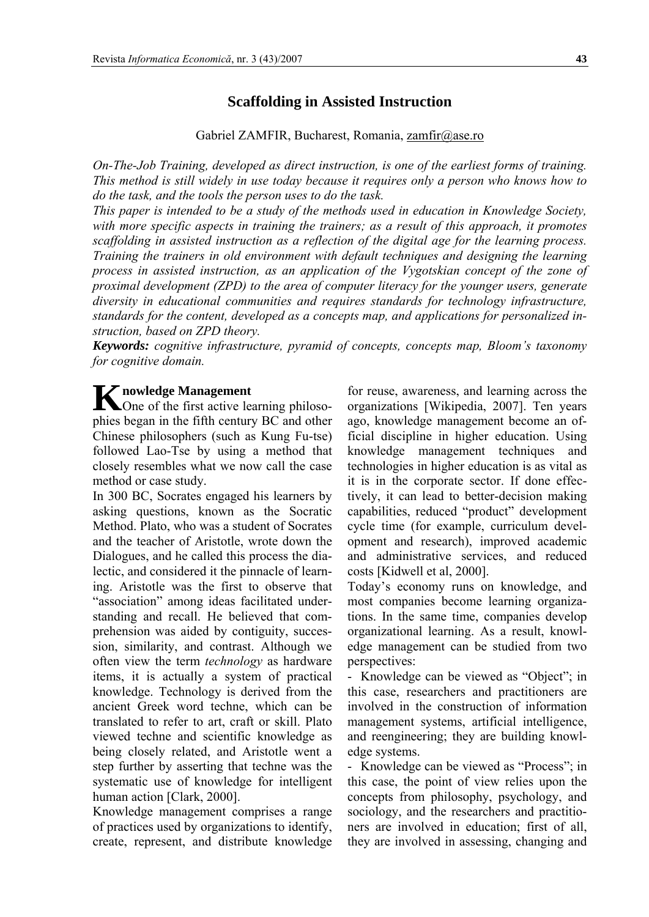# Scaffolding in Assisted Instruction

Gabriel ZAMFIR, Bucharest, Romania, zamfir@ase.ro

*On-The-Job Training, developed as direct instruction, is one of the earliest forms of training. This method is still widely in use today because it requires only a person who knows how to do the task, and the tools the person uses to do the task.*

*This paper is intended to be a study of the methods used in education in Knowledge Society, with more specific aspects in training the trainers; as a result of this approach, it promotes scaffolding in assisted instruction as a reflection of the digital age for the learning process. Training the trainers in old environment with default techniques and designing the learning process in assisted instruction, as an application of the Vygotskian concept of the zone of proximal development (ZPD) to the area of computer literacy for the younger users, generate diversity in educational communities and requires standards for technology infrastructure, standards for the content, developed as a concepts map, and applications for personalized instruction, based on ZPD theory.*

***Keywords:*** *cognitive infrastructure, pyramid of concepts, concepts map, Bloom's taxonomy for cognitive domain.*

## Knowledge Management

One of the first active learning philosophies began in the fifth century BC and other Chinese philosophers (such as Kung Fu-tse) followed Lao-Tse by using a method that closely resembles what we now call the case method or case study.

In 300 BC, Socrates engaged his learners by asking questions, known as the Socratic Method. Plato, who was a student of Socrates and the teacher of Aristotle, wrote down the Dialogues, and he called this process the dialectic, and considered it the pinnacle of learning. Aristotle was the first to observe that "association" among ideas facilitated understanding and recall. He believed that comprehension was aided by contiguity, succession, similarity, and contrast. Although we often view the term *technology* as hardware items, it is actually a system of practical knowledge. Technology is derived from the ancient Greek word techne, which can be translated to refer to art, craft or skill. Plato viewed techne and scientific knowledge as being closely related, and Aristotle went a step further by asserting that techne was the systematic use of knowledge for intelligent human action [Clark, 2000].

Knowledge management comprises a range of practices used by organizations to identify, create, represent, and distribute knowledge for reuse, awareness, and learning across the organizations [Wikipedia, 2007]. Ten years ago, knowledge management become an official discipline in higher education. Using knowledge management techniques and technologies in higher education is as vital as it is in the corporate sector. If done effectively, it can lead to better-decision making capabilities, reduced "product" development cycle time (for example, curriculum development and research), improved academic and administrative services, and reduced costs [Kidwell et al, 2000].

Today's economy runs on knowledge, and most companies become learning organizations. In the same time, companies develop organizational learning. As a result, knowledge management can be studied from two perspectives:

- Knowledge can be viewed as "Object"; in this case, researchers and practitioners are involved in the construction of information management systems, artificial intelligence, and reengineering; they are building knowledge systems.
- Knowledge can be viewed as "Process"; in this case, the point of view relies upon the concepts from philosophy, psychology, and sociology, and the researchers and practitioners are involved in education; first of all, they are involved in assessing, changing and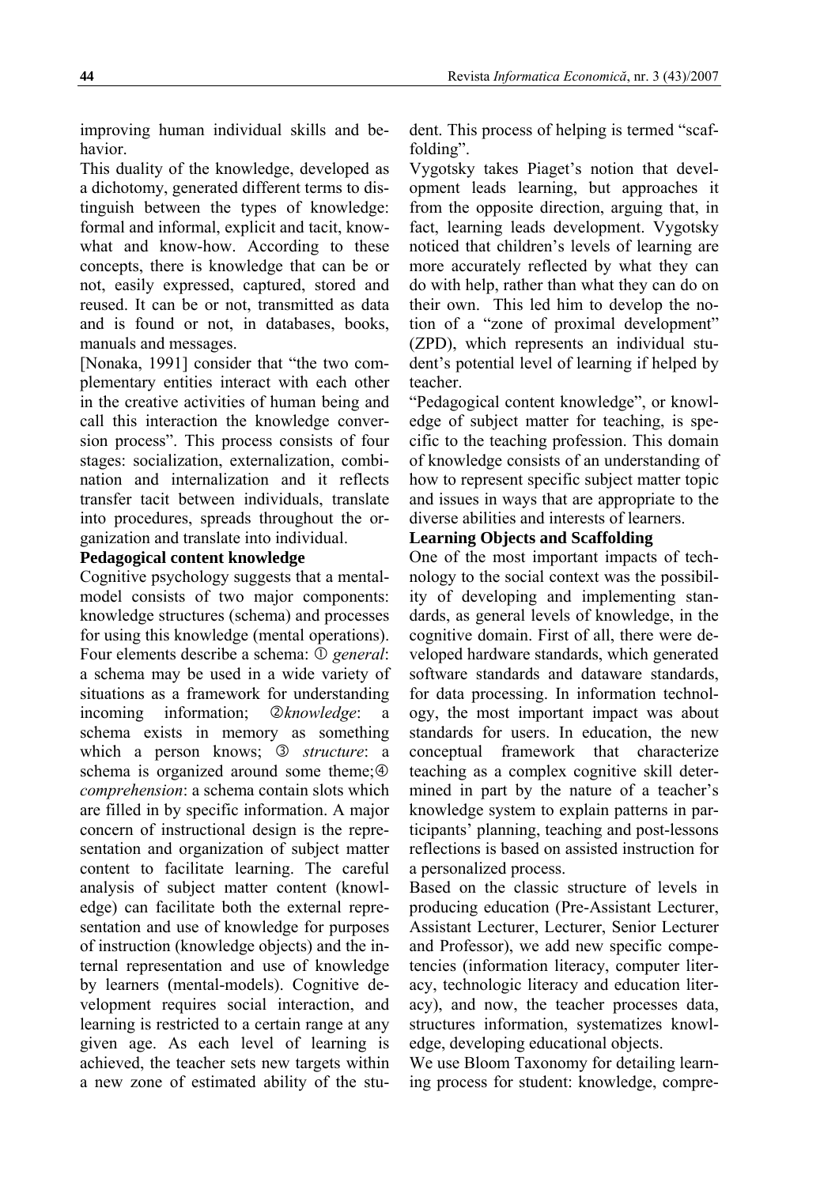improving human individual skills and behavior.

This duality of the knowledge, developed as a dichotomy, generated different terms to distinguish between the types of knowledge: formal and informal, explicit and tacit, know-what and know-how. According to these concepts, there is knowledge that can be or not, easily expressed, captured, stored and reused. It can be or not, transmitted as data and is found or not, in databases, books, manuals and messages.

[Nonaka, 1991] consider that "the two complementary entities interact with each other in the creative activities of human being and call this interaction the knowledge conversion process". This process consists of four stages: socialization, externalization, combination and internalization and it reflects transfer tacit between individuals, translate into procedures, spreads throughout the organization and translate into individual.

**Pedagogical content knowledge**

Cognitive psychology suggests that a mental-model consists of two major components: knowledge structures (schema) and processes for using this knowledge (mental operations). Four elements describe a schema: ① *general*: a schema may be used in a wide variety of situations as a framework for understanding incoming information; ②*knowledge*: a schema exists in memory as something which a person knows; ③ *structure*: a schema is organized around some theme;④ *comprehension*: a schema contain slots which are filled in by specific information. A major concern of instructional design is the representation and organization of subject matter content to facilitate learning. The careful analysis of subject matter content (knowledge) can facilitate both the external representation and use of knowledge for purposes of instruction (knowledge objects) and the internal representation and use of knowledge by learners (mental-models). Cognitive development requires social interaction, and learning is restricted to a certain range at any given age. As each level of learning is achieved, the teacher sets new targets within a new zone of estimated ability of the student. This process of helping is termed "scaffolding".

Vygotsky takes Piaget's notion that development leads learning, but approaches it from the opposite direction, arguing that, in fact, learning leads development. Vygotsky noticed that children's levels of learning are more accurately reflected by what they can do with help, rather than what they can do on their own. This led him to develop the notion of a "zone of proximal development" (ZPD), which represents an individual student's potential level of learning if helped by teacher.

"Pedagogical content knowledge", or knowledge of subject matter for teaching, is specific to the teaching profession. This domain of knowledge consists of an understanding of how to represent specific subject matter topic and issues in ways that are appropriate to the diverse abilities and interests of learners.

**Learning Objects and Scaffolding**

One of the most important impacts of technology to the social context was the possibility of developing and implementing standards, as general levels of knowledge, in the cognitive domain. First of all, there were developed hardware standards, which generated software standards and dataware standards, for data processing. In information technology, the most important impact was about standards for users. In education, the new conceptual framework that characterize teaching as a complex cognitive skill determined in part by the nature of a teacher's knowledge system to explain patterns in participants' planning, teaching and post-lessons reflections is based on assisted instruction for a personalized process.

Based on the classic structure of levels in producing education (Pre-Assistant Lecturer, Assistant Lecturer, Lecturer, Senior Lecturer and Professor), we add new specific competencies (information literacy, computer literacy, technologic literacy and education literacy), and now, the teacher processes data, structures information, systematizes knowledge, developing educational objects.

We use Bloom Taxonomy for detailing learning process for student: knowledge, compre-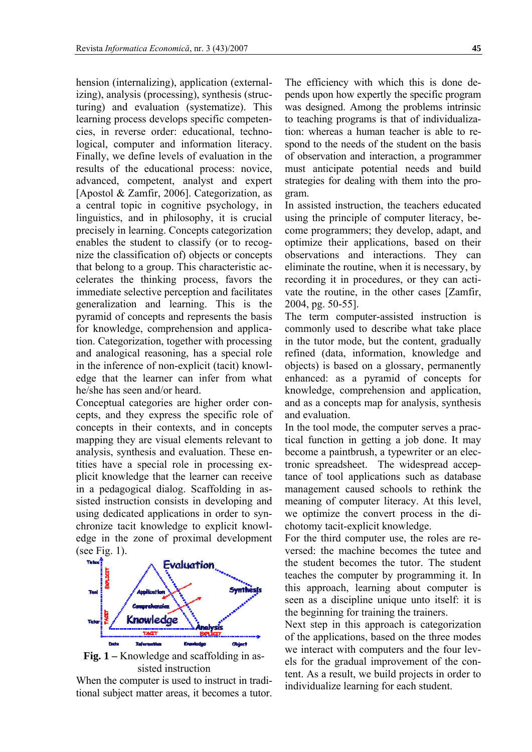hension (internalizing), application (externalizing), analysis (processing), synthesis (structuring) and evaluation (systematize). This learning process develops specific competencies, in reverse order: educational, technological, computer and information literacy. Finally, we define levels of evaluation in the results of the educational process: novice, advanced, competent, analyst and expert [Apostol & Zamfir, 2006]. Categorization, as a central topic in cognitive psychology, in linguistics, and in philosophy, it is crucial precisely in learning. Concepts categorization enables the student to classify (or to recognize the classification of) objects or concepts that belong to a group. This characteristic accelerates the thinking process, favors the immediate selective perception and facilitates generalization and learning. This is the pyramid of concepts and represents the basis for knowledge, comprehension and application. Categorization, together with processing and analogical reasoning, has a special role in the inference of non-explicit (tacit) knowledge that the learner can infer from what he/she has seen and/or heard.

Conceptual categories are higher order concepts, and they express the specific role of concepts in their contexts, and in concepts mapping they are visual elements relevant to analysis, synthesis and evaluation. These entities have a special role in processing explicit knowledge that the learner can receive in a pedagogical dialog. Scaffolding in assisted instruction consists in developing and using dedicated applications in order to synchronize tacit knowledge to explicit knowledge in the zone of proximal development (see Fig. 1).

**Fig. 1 –** Knowledge and scaffolding in assisted instruction

When the computer is used to instruct in traditional subject matter areas, it becomes a tutor. The efficiency with which this is done depends upon how expertly the specific program was designed. Among the problems intrinsic to teaching programs is that of individualization: whereas a human teacher is able to respond to the needs of the student on the basis of observation and interaction, a programmer must anticipate potential needs and build strategies for dealing with them into the program.

In assisted instruction, the teachers educated using the principle of computer literacy, become programmers; they develop, adapt, and optimize their applications, based on their observations and interactions. They can eliminate the routine, when it is necessary, by recording it in procedures, or they can activate the routine, in the other cases [Zamfir, 2004, pg. 50-55].

The term computer-assisted instruction is commonly used to describe what take place in the tutor mode, but the content, gradually refined (data, information, knowledge and objects) is based on a glossary, permanently enhanced: as a pyramid of concepts for knowledge, comprehension and application, and as a concepts map for analysis, synthesis and evaluation.

In the tool mode, the computer serves a practical function in getting a job done. It may become a paintbrush, a typewriter or an electronic spreadsheet. The widespread acceptance of tool applications such as database management caused schools to rethink the meaning of computer literacy. At this level, we optimize the convert process in the dichotomy tacit-explicit knowledge.

For the third computer use, the roles are reversed: the machine becomes the tutee and the student becomes the tutor. The student teaches the computer by programming it. In this approach, learning about computer is seen as a discipline unique unto itself: it is the beginning for training the trainers.

Next step in this approach is categorization of the applications, based on the three modes we interact with computers and the four levels for the gradual improvement of the content. As a result, we build projects in order to individualize learning for each student.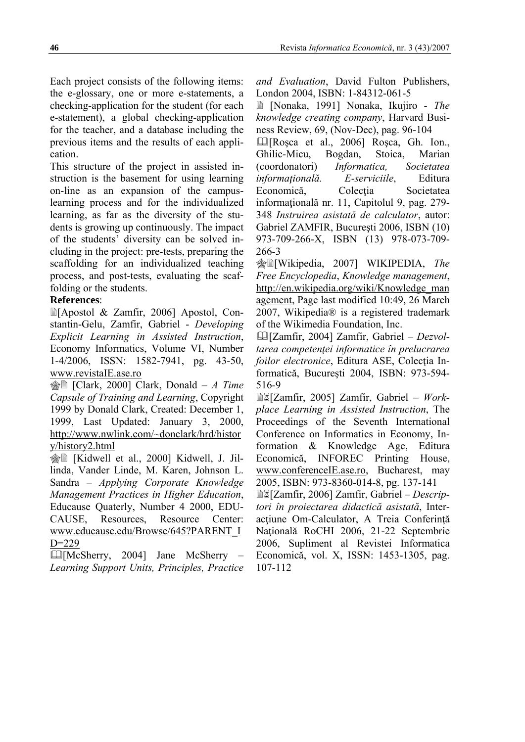Each project consists of the following items: the e-glossary, one or more e-statements, a checking-application for the student (for each e-statement), a global checking-application for the teacher, and a database including the previous items and the results of each application.

This structure of the project in assisted instruction is the basement for using learning on-line as an expansion of the campus-learning process and for the individualized learning, as far as the diversity of the students is growing up continuously. The impact of the students' diversity can be solved including in the project: pre-tests, preparing the scaffolding for an individualized teaching process, and post-tests, evaluating the scaffolding or the students.

**References**:

🗎[Apostol & Zamfir, 2006] Apostol, Constantin-Gelu, Zamfir, Gabriel - *Developing Explicit Learning in Assisted Instruction*, Economy Informatics, Volume VI, Number 1-4/2006, ISSN: 1582-7941, pg. 43-50, www.revistaIE.ase.ro

🕸🗎 [Clark, 2000] Clark, Donald – *A Time Capsule of Training and Learning*, Copyright 1999 by Donald Clark, Created: December 1, 1999, Last Updated: January 3, 2000, http://www.nwlink.com/~donclark/hrd/history/history2.html

🕸🗎 [Kidwell et al., 2000] Kidwell, J. Jillinda, Vander Linde, M. Karen, Johnson L. Sandra – *Applying Corporate Knowledge Management Practices in Higher Education*, Educause Quaterly, Number 4 2000, EDUCAUSE, Resources, Resource Center: www.educause.edu/Browse/645?PARENT_ID=229

🕮[McSherry, 2004] Jane McSherry – *Learning Support Units, Principles, Practice and Evaluation*, David Fulton Publishers, London 2004, ISBN: 1-84312-061-5

🗎 [Nonaka, 1991] Nonaka, Ikujiro - *The knowledge creating company*, Harvard Business Review, 69, (Nov-Dec), pag. 96-104

🕮[Roşca et al., 2006] Roşca, Gh. Ion., Ghilic-Micu, Bogdan, Stoica, Marian (coordonatori) *Informatica, Societatea informaţională. E-serviciile*, Editura Economică, Colecţia Societatea informaţională nr. 11, Capitolul 9, pag. 279-348 *Instruirea asistată de calculator*, autor: Gabriel ZAMFIR, Bucureşti 2006, ISBN (10) 973-709-266-X, ISBN (13) 978-073-709-266-3

🕸🗎[Wikipedia, 2007] WIKIPEDIA, *The Free Encyclopedia*, *Knowledge management*, http://en.wikipedia.org/wiki/Knowledge_management, Page last modified 10:49, 26 March 2007, Wikipedia® is a registered trademark of the Wikimedia Foundation, Inc.

🕮[Zamfir, 2004] Zamfir, Gabriel – *Dezvoltarea competenţei informatice în prelucrarea foilor electronice*, Editura ASE, Colecţia Informatică, Bucureşti 2004, ISBN: 973-594-516-9

🗎⧗[Zamfir, 2005] Zamfir, Gabriel – *Workplace Learning in Assisted Instruction*, The Proceedings of the Seventh International Conference on Informatics in Economy, Information & Knowledge Age, Editura Economică, INFOREC Printing House, www.conferenceIE.ase.ro, Bucharest, may 2005, ISBN: 973-8360-014-8, pg. 137-141

🗎⧗[Zamfir, 2006] Zamfir, Gabriel – *Descriptori în proiectarea didactică asistată*, Interacţiune Om-Calculator, A Treia Conferinţă Naţională RoCHI 2006, 21-22 Septembrie 2006, Supliment al Revistei Informatica Economică, vol. X, ISSN: 1453-1305, pag. 107-112